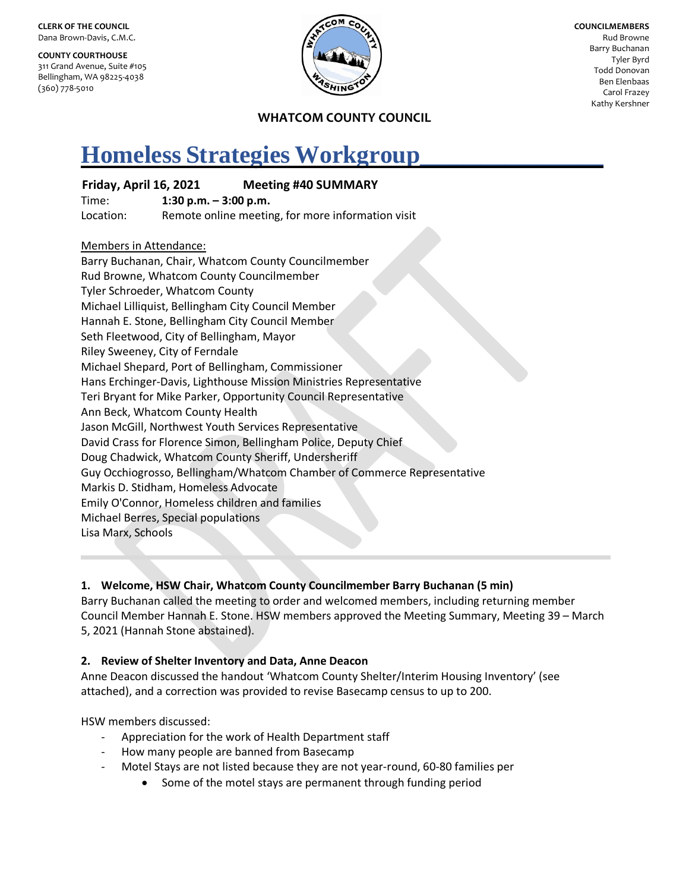**CLERK OF THE COUNCIL**
Dana Brown-Davis, C.M.C.

**COUNTY COURTHOUSE**
311 Grand Avenue, Suite #105
Bellingham, WA 98225-4038
(360) 778-5010

**COUNCILMEMBERS**
Rud Browne
Barry Buchanan
Tyler Byrd
Todd Donovan
Ben Elenbaas
Carol Frazey
Kathy Kershner

**WHATCOM COUNTY COUNCIL**

# Homeless Strategies Workgroup

**Friday, April 16, 2021 Meeting #40 SUMMARY**

Time: **1:30 p.m. – 3:00 p.m.**
Location: Remote online meeting, for more information visit

Members in Attendance:
Barry Buchanan, Chair, Whatcom County Councilmember
Rud Browne, Whatcom County Councilmember
Tyler Schroeder, Whatcom County
Michael Lilliquist, Bellingham City Council Member
Hannah E. Stone, Bellingham City Council Member
Seth Fleetwood, City of Bellingham, Mayor
Riley Sweeney, City of Ferndale
Michael Shepard, Port of Bellingham, Commissioner
Hans Erchinger-Davis, Lighthouse Mission Ministries Representative
Teri Bryant for Mike Parker, Opportunity Council Representative
Ann Beck, Whatcom County Health
Jason McGill, Northwest Youth Services Representative
David Crass for Florence Simon, Bellingham Police, Deputy Chief
Doug Chadwick, Whatcom County Sheriff, Undersheriff
Guy Occhiogrosso, Bellingham/Whatcom Chamber of Commerce Representative
Markis D. Stidham, Homeless Advocate
Emily O'Connor, Homeless children and families
Michael Berres, Special populations
Lisa Marx, Schools

### 1. Welcome, HSW Chair, Whatcom County Councilmember Barry Buchanan (5 min)

Barry Buchanan called the meeting to order and welcomed members, including returning member Council Member Hannah E. Stone. HSW members approved the Meeting Summary, Meeting 39 – March 5, 2021 (Hannah Stone abstained).

### 2. Review of Shelter Inventory and Data, Anne Deacon

Anne Deacon discussed the handout 'Whatcom County Shelter/Interim Housing Inventory' (see attached), and a correction was provided to revise Basecamp census to up to 200.

HSW members discussed:

- Appreciation for the work of Health Department staff
- How many people are banned from Basecamp
- Motel Stays are not listed because they are not year-round, 60-80 families per
  - Some of the motel stays are permanent through funding period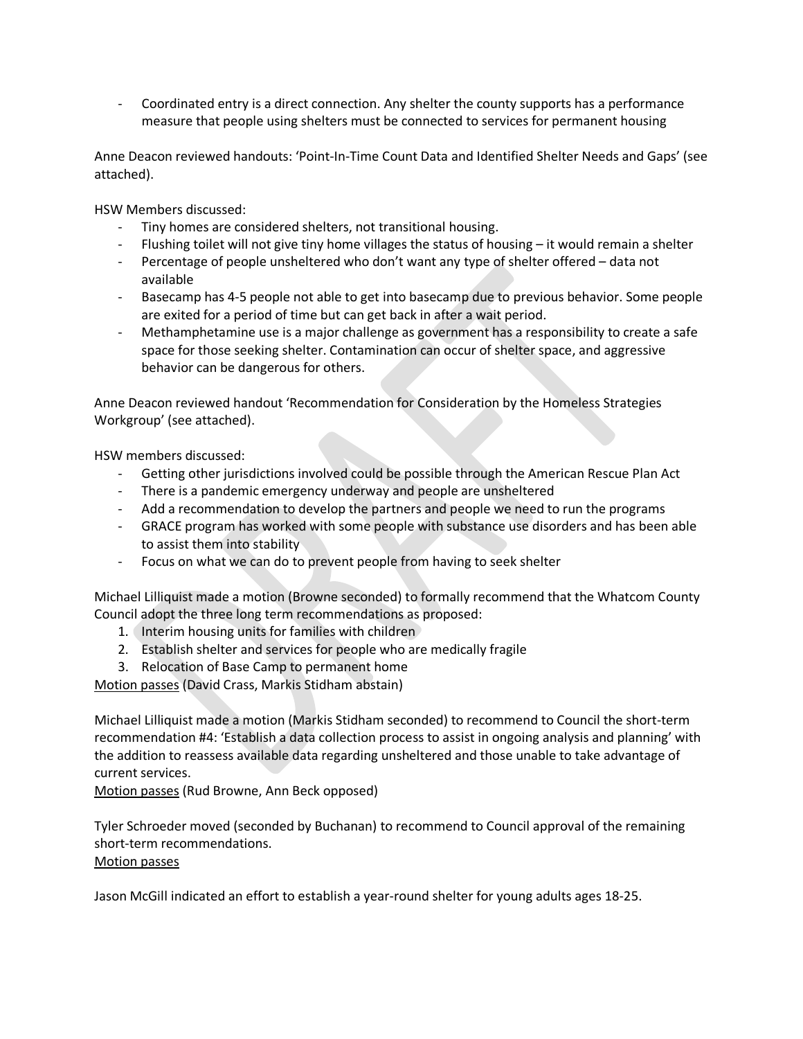- Coordinated entry is a direct connection. Any shelter the county supports has a performance measure that people using shelters must be connected to services for permanent housing

Anne Deacon reviewed handouts: 'Point-In-Time Count Data and Identified Shelter Needs and Gaps' (see attached).

HSW Members discussed:

- Tiny homes are considered shelters, not transitional housing.
- Flushing toilet will not give tiny home villages the status of housing – it would remain a shelter
- Percentage of people unsheltered who don't want any type of shelter offered – data not available
- Basecamp has 4-5 people not able to get into basecamp due to previous behavior. Some people are exited for a period of time but can get back in after a wait period.
- Methamphetamine use is a major challenge as government has a responsibility to create a safe space for those seeking shelter. Contamination can occur of shelter space, and aggressive behavior can be dangerous for others.

Anne Deacon reviewed handout 'Recommendation for Consideration by the Homeless Strategies Workgroup' (see attached).

HSW members discussed:

- Getting other jurisdictions involved could be possible through the American Rescue Plan Act
- There is a pandemic emergency underway and people are unsheltered
- Add a recommendation to develop the partners and people we need to run the programs
- GRACE program has worked with some people with substance use disorders and has been able to assist them into stability
- Focus on what we can do to prevent people from having to seek shelter

Michael Lilliquist made a motion (Browne seconded) to formally recommend that the Whatcom County Council adopt the three long term recommendations as proposed:

1. Interim housing units for families with children
2. Establish shelter and services for people who are medically fragile
3. Relocation of Base Camp to permanent home

<u>Motion passes</u> (David Crass, Markis Stidham abstain)

Michael Lilliquist made a motion (Markis Stidham seconded) to recommend to Council the short-term recommendation #4: 'Establish a data collection process to assist in ongoing analysis and planning' with the addition to reassess available data regarding unsheltered and those unable to take advantage of current services.

<u>Motion passes</u> (Rud Browne, Ann Beck opposed)

Tyler Schroeder moved (seconded by Buchanan) to recommend to Council approval of the remaining short-term recommendations.

<u>Motion passes</u>

Jason McGill indicated an effort to establish a year-round shelter for young adults ages 18-25.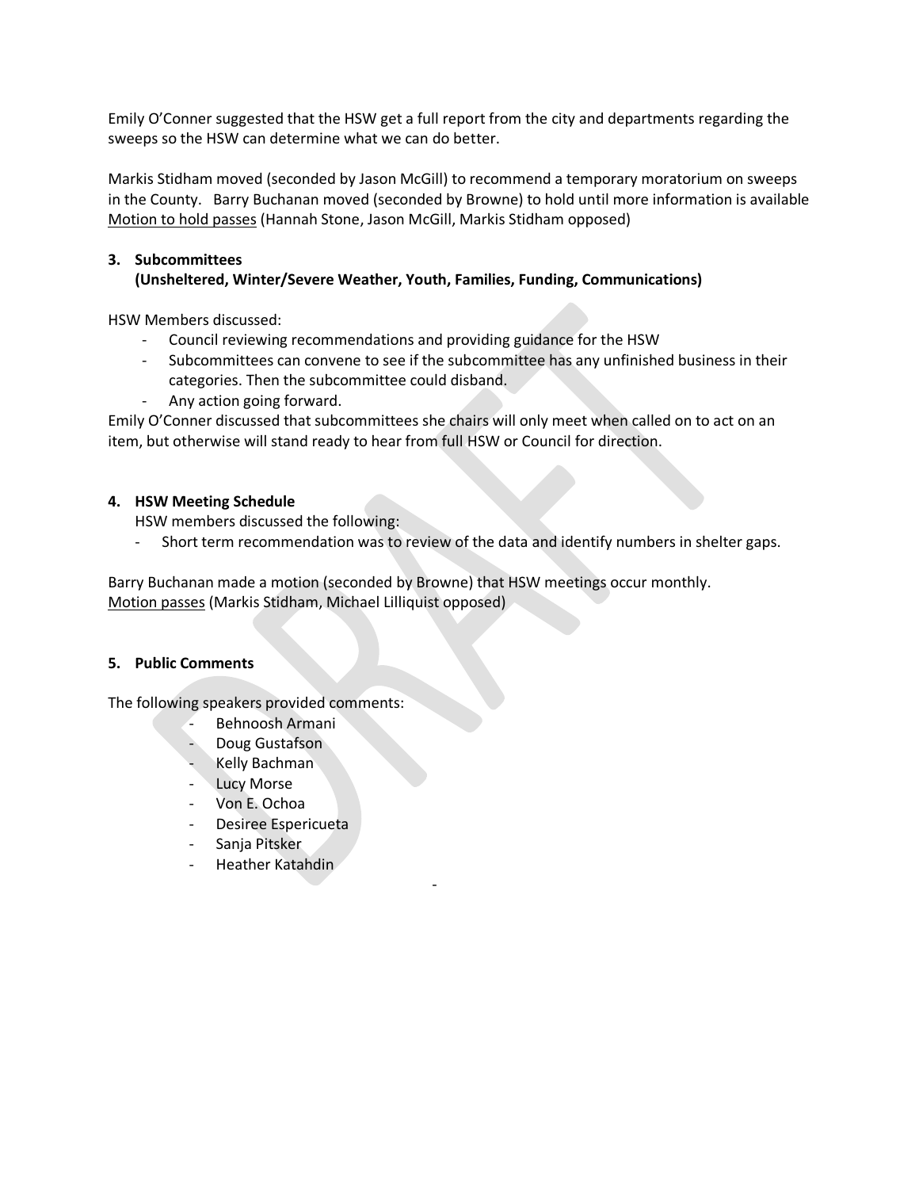Emily O'Conner suggested that the HSW get a full report from the city and departments regarding the sweeps so the HSW can determine what we can do better.

Markis Stidham moved (seconded by Jason McGill) to recommend a temporary moratorium on sweeps in the County. Barry Buchanan moved (seconded by Browne) to hold until more information is available Motion to hold passes (Hannah Stone, Jason McGill, Markis Stidham opposed)

### 3. Subcommittees
**(Unsheltered, Winter/Severe Weather, Youth, Families, Funding, Communications)**

HSW Members discussed:

- Council reviewing recommendations and providing guidance for the HSW
- Subcommittees can convene to see if the subcommittee has any unfinished business in their categories. Then the subcommittee could disband.
- Any action going forward.

Emily O'Conner discussed that subcommittees she chairs will only meet when called on to act on an item, but otherwise will stand ready to hear from full HSW or Council for direction.

### 4. HSW Meeting Schedule

HSW members discussed the following:

- Short term recommendation was to review of the data and identify numbers in shelter gaps.

Barry Buchanan made a motion (seconded by Browne) that HSW meetings occur monthly. Motion passes (Markis Stidham, Michael Lilliquist opposed)

### 5. Public Comments

The following speakers provided comments:

- Behnoosh Armani
- Doug Gustafson
- Kelly Bachman
- Lucy Morse
- Von E. Ochoa
- Desiree Espericueta
- Sanja Pitsker
- Heather Katahdin